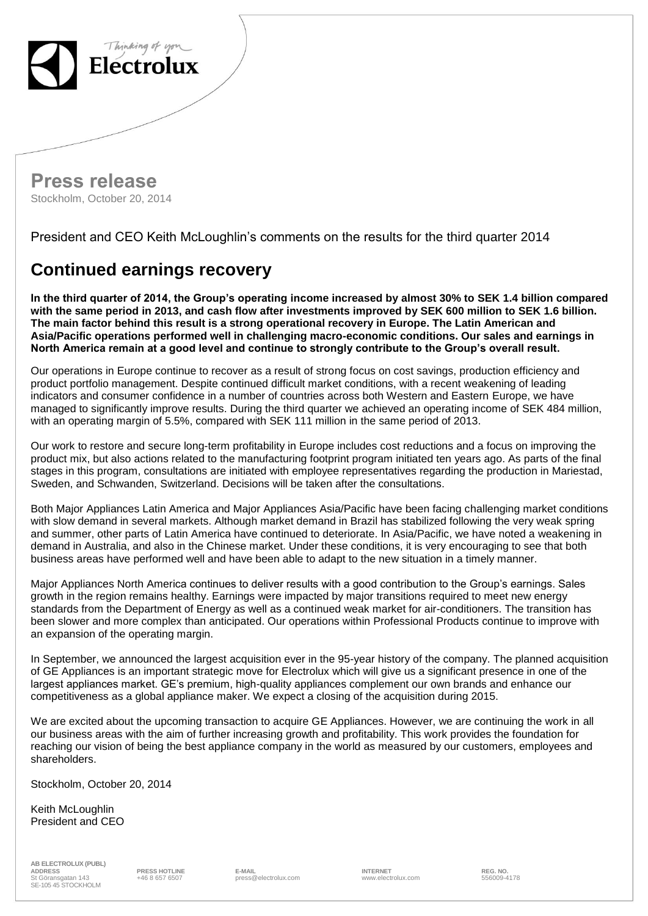Electrolux

# Press release

Stockholm, October 20, 2014

President and CEO Keith McLoughlin's comments on the results for the third quarter 2014

## Continued earnings recovery

**In the third quarter of 2014, the Group's operating income increased by almost 30% to SEK 1.4 billion compared with the same period in 2013, and cash flow after investments improved by SEK 600 million to SEK 1.6 billion. The main factor behind this result is a strong operational recovery in Europe. The Latin American and Asia/Pacific operations performed well in challenging macro-economic conditions. Our sales and earnings in North America remain at a good level and continue to strongly contribute to the Group's overall result.**

Our operations in Europe continue to recover as a result of strong focus on cost savings, production efficiency and product portfolio management. Despite continued difficult market conditions, with a recent weakening of leading indicators and consumer confidence in a number of countries across both Western and Eastern Europe, we have managed to significantly improve results. During the third quarter we achieved an operating income of SEK 484 million, with an operating margin of 5.5%, compared with SEK 111 million in the same period of 2013.

Our work to restore and secure long-term profitability in Europe includes cost reductions and a focus on improving the product mix, but also actions related to the manufacturing footprint program initiated ten years ago. As parts of the final stages in this program, consultations are initiated with employee representatives regarding the production in Mariestad, Sweden, and Schwanden, Switzerland. Decisions will be taken after the consultations.

Both Major Appliances Latin America and Major Appliances Asia/Pacific have been facing challenging market conditions with slow demand in several markets. Although market demand in Brazil has stabilized following the very weak spring and summer, other parts of Latin America have continued to deteriorate. In Asia/Pacific, we have noted a weakening in demand in Australia, and also in the Chinese market. Under these conditions, it is very encouraging to see that both business areas have performed well and have been able to adapt to the new situation in a timely manner.

Major Appliances North America continues to deliver results with a good contribution to the Group's earnings. Sales growth in the region remains healthy. Earnings were impacted by major transitions required to meet new energy standards from the Department of Energy as well as a continued weak market for air-conditioners. The transition has been slower and more complex than anticipated. Our operations within Professional Products continue to improve with an expansion of the operating margin.

In September, we announced the largest acquisition ever in the 95-year history of the company. The planned acquisition of GE Appliances is an important strategic move for Electrolux which will give us a significant presence in one of the largest appliances market. GE's premium, high-quality appliances complement our own brands and enhance our competitiveness as a global appliance maker. We expect a closing of the acquisition during 2015.

We are excited about the upcoming transaction to acquire GE Appliances. However, we are continuing the work in all our business areas with the aim of further increasing growth and profitability. This work provides the foundation for reaching our vision of being the best appliance company in the world as measured by our customers, employees and shareholders.

Stockholm, October 20, 2014

Keith McLoughlin
President and CEO

**AB ELECTROLUX (PUBL)**

| ADDRESS | PRESS HOTLINE | E-MAIL | INTERNET | REG. NO. |
|---|---|---|---|---|
| St Göransgatan 143<br>SE-105 45 STOCKHOLM | +46 8 657 6507 | press@electrolux.com | www.electrolux.com | 556009-4178 |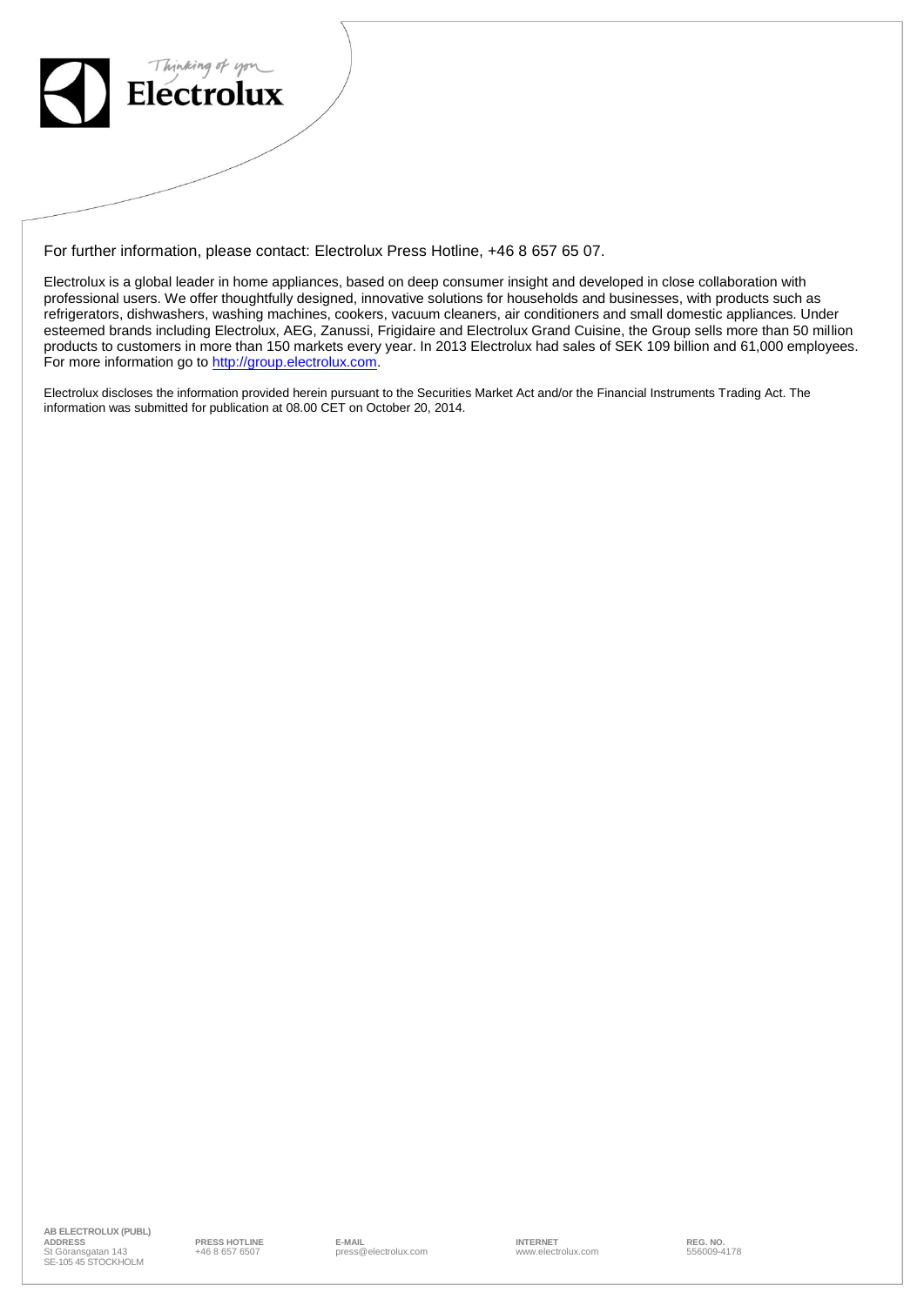For further information, please contact: Electrolux Press Hotline, +46 8 657 65 07.

Electrolux is a global leader in home appliances, based on deep consumer insight and developed in close collaboration with professional users. We offer thoughtfully designed, innovative solutions for households and businesses, with products such as refrigerators, dishwashers, washing machines, cookers, vacuum cleaners, air conditioners and small domestic appliances. Under esteemed brands including Electrolux, AEG, Zanussi, Frigidaire and Electrolux Grand Cuisine, the Group sells more than 50 million products to customers in more than 150 markets every year. In 2013 Electrolux had sales of SEK 109 billion and 61,000 employees. For more information go to http://group.electrolux.com.

Electrolux discloses the information provided herein pursuant to the Securities Market Act and/or the Financial Instruments Trading Act. The information was submitted for publication at 08.00 CET on October 20, 2014.

**AB ELECTROLUX (PUBL)**
**ADDRESS**
St Göransgatan 143
SE-105 45 STOCKHOLM

**PRESS HOTLINE**
+46 8 657 6507

**E-MAIL**
press@electrolux.com

**INTERNET**
www.electrolux.com

**REG. NO.**
556009-4178